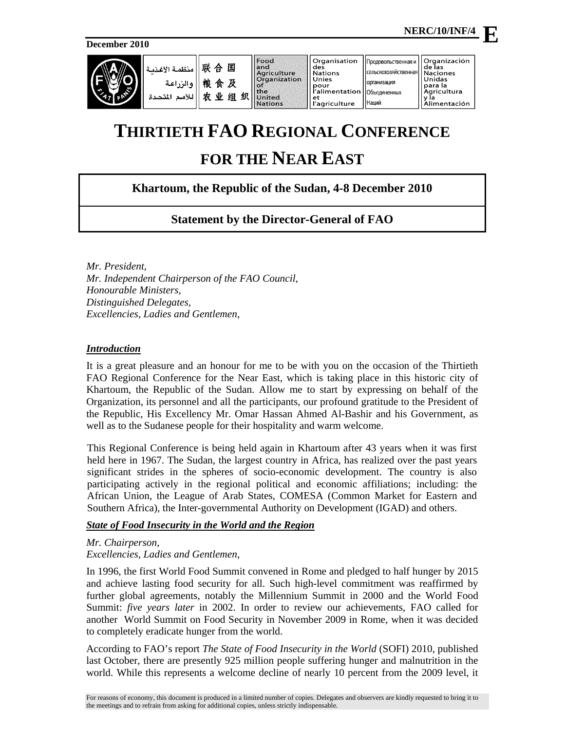NERC/10/INF/4 **E**

December 2010

| منظمة الأغذية والزراعة للأمم المتحدة | 联合国粮食及农业组织 | Food and Agriculture Organization of the United Nations | Organisation des Nations Unies pour l'alimentation et l'agriculture | Продовольственная и сельскохозяйственная организация Объединенных Наций | Organización de las Naciones Unidas para la Agricultura y la Alimentación |
|---|---|---|---|---|---|

# THIRTIETH FAO REGIONAL CONFERENCE FOR THE NEAR EAST

**Khartoum, the Republic of the Sudan, 4-8 December 2010**

**Statement by the Director-General of FAO**

*Mr. President,*
*Mr. Independent Chairperson of the FAO Council,*
*Honourable Ministers,*
*Distinguished Delegates,*
*Excellencies, Ladies and Gentlemen,*

***Introduction***

It is a great pleasure and an honour for me to be with you on the occasion of the Thirtieth FAO Regional Conference for the Near East, which is taking place in this historic city of Khartoum, the Republic of the Sudan. Allow me to start by expressing on behalf of the Organization, its personnel and all the participants, our profound gratitude to the President of the Republic, His Excellency Mr. Omar Hassan Ahmed Al-Bashir and his Government, as well as to the Sudanese people for their hospitality and warm welcome.

This Regional Conference is being held again in Khartoum after 43 years when it was first held here in 1967. The Sudan, the largest country in Africa, has realized over the past years significant strides in the spheres of socio-economic development. The country is also participating actively in the regional political and economic affiliations; including: the African Union, the League of Arab States, COMESA (Common Market for Eastern and Southern Africa), the Inter-governmental Authority on Development (IGAD) and others.

***State of Food Insecurity in the World and the Region***

*Mr. Chairperson,*
*Excellencies, Ladies and Gentlemen,*

In 1996, the first World Food Summit convened in Rome and pledged to half hunger by 2015 and achieve lasting food security for all. Such high-level commitment was reaffirmed by further global agreements, notably the Millennium Summit in 2000 and the World Food Summit: *five years later* in 2002. In order to review our achievements, FAO called for another World Summit on Food Security in November 2009 in Rome, when it was decided to completely eradicate hunger from the world.

According to FAO's report *The State of Food Insecurity in the World* (SOFI) 2010, published last October, there are presently 925 million people suffering hunger and malnutrition in the world. While this represents a welcome decline of nearly 10 percent from the 2009 level, it

For reasons of economy, this document is produced in a limited number of copies. Delegates and observers are kindly requested to bring it to the meetings and to refrain from asking for additional copies, unless strictly indispensable.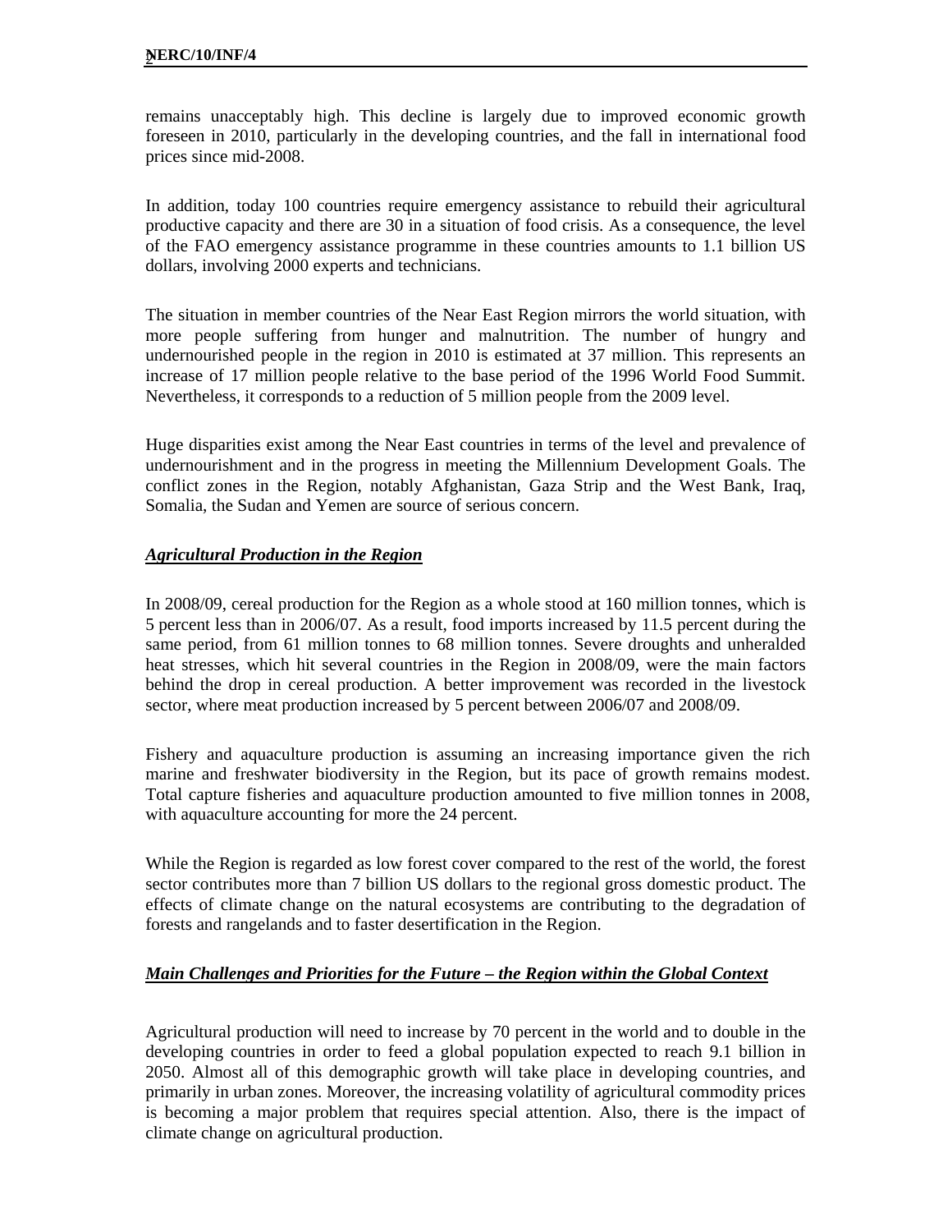remains unacceptably high. This decline is largely due to improved economic growth foreseen in 2010, particularly in the developing countries, and the fall in international food prices since mid-2008.

In addition, today 100 countries require emergency assistance to rebuild their agricultural productive capacity and there are 30 in a situation of food crisis. As a consequence, the level of the FAO emergency assistance programme in these countries amounts to 1.1 billion US dollars, involving 2000 experts and technicians.

The situation in member countries of the Near East Region mirrors the world situation, with more people suffering from hunger and malnutrition. The number of hungry and undernourished people in the region in 2010 is estimated at 37 million. This represents an increase of 17 million people relative to the base period of the 1996 World Food Summit. Nevertheless, it corresponds to a reduction of 5 million people from the 2009 level.

Huge disparities exist among the Near East countries in terms of the level and prevalence of undernourishment and in the progress in meeting the Millennium Development Goals. The conflict zones in the Region, notably Afghanistan, Gaza Strip and the West Bank, Iraq, Somalia, the Sudan and Yemen are source of serious concern.

## ***Agricultural Production in the Region***

In 2008/09, cereal production for the Region as a whole stood at 160 million tonnes, which is 5 percent less than in 2006/07. As a result, food imports increased by 11.5 percent during the same period, from 61 million tonnes to 68 million tonnes. Severe droughts and unheralded heat stresses, which hit several countries in the Region in 2008/09, were the main factors behind the drop in cereal production. A better improvement was recorded in the livestock sector, where meat production increased by 5 percent between 2006/07 and 2008/09.

Fishery and aquaculture production is assuming an increasing importance given the rich marine and freshwater biodiversity in the Region, but its pace of growth remains modest. Total capture fisheries and aquaculture production amounted to five million tonnes in 2008, with aquaculture accounting for more the 24 percent.

While the Region is regarded as low forest cover compared to the rest of the world, the forest sector contributes more than 7 billion US dollars to the regional gross domestic product. The effects of climate change on the natural ecosystems are contributing to the degradation of forests and rangelands and to faster desertification in the Region.

## ***Main Challenges and Priorities for the Future – the Region within the Global Context***

Agricultural production will need to increase by 70 percent in the world and to double in the developing countries in order to feed a global population expected to reach 9.1 billion in 2050. Almost all of this demographic growth will take place in developing countries, and primarily in urban zones. Moreover, the increasing volatility of agricultural commodity prices is becoming a major problem that requires special attention. Also, there is the impact of climate change on agricultural production.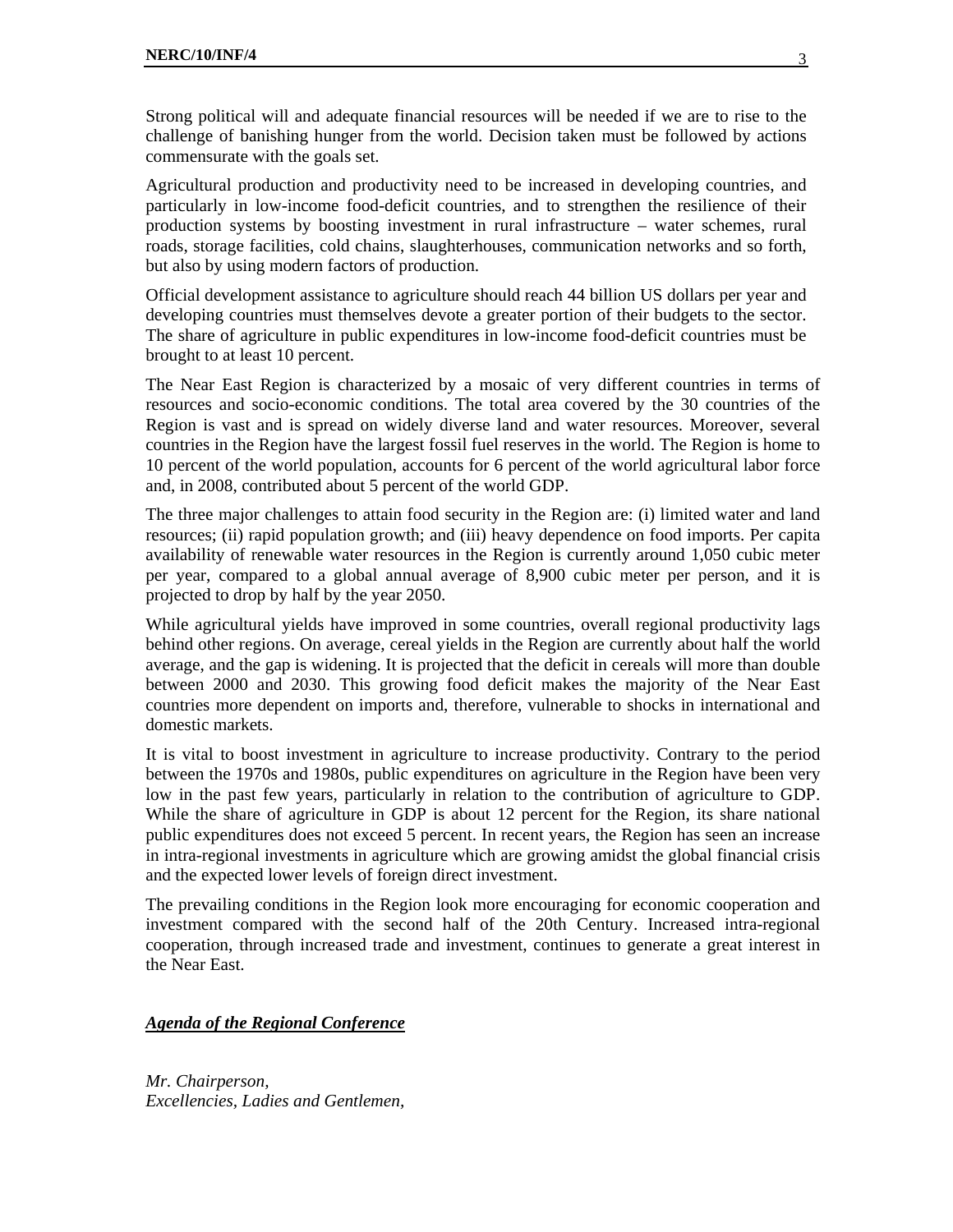Strong political will and adequate financial resources will be needed if we are to rise to the challenge of banishing hunger from the world. Decision taken must be followed by actions commensurate with the goals set.

Agricultural production and productivity need to be increased in developing countries, and particularly in low-income food-deficit countries, and to strengthen the resilience of their production systems by boosting investment in rural infrastructure – water schemes, rural roads, storage facilities, cold chains, slaughterhouses, communication networks and so forth, but also by using modern factors of production.

Official development assistance to agriculture should reach 44 billion US dollars per year and developing countries must themselves devote a greater portion of their budgets to the sector. The share of agriculture in public expenditures in low-income food-deficit countries must be brought to at least 10 percent.

The Near East Region is characterized by a mosaic of very different countries in terms of resources and socio-economic conditions. The total area covered by the 30 countries of the Region is vast and is spread on widely diverse land and water resources. Moreover, several countries in the Region have the largest fossil fuel reserves in the world. The Region is home to 10 percent of the world population, accounts for 6 percent of the world agricultural labor force and, in 2008, contributed about 5 percent of the world GDP.

The three major challenges to attain food security in the Region are: (i) limited water and land resources; (ii) rapid population growth; and (iii) heavy dependence on food imports. Per capita availability of renewable water resources in the Region is currently around 1,050 cubic meter per year, compared to a global annual average of 8,900 cubic meter per person, and it is projected to drop by half by the year 2050.

While agricultural yields have improved in some countries, overall regional productivity lags behind other regions. On average, cereal yields in the Region are currently about half the world average, and the gap is widening. It is projected that the deficit in cereals will more than double between 2000 and 2030. This growing food deficit makes the majority of the Near East countries more dependent on imports and, therefore, vulnerable to shocks in international and domestic markets.

It is vital to boost investment in agriculture to increase productivity. Contrary to the period between the 1970s and 1980s, public expenditures on agriculture in the Region have been very low in the past few years, particularly in relation to the contribution of agriculture to GDP. While the share of agriculture in GDP is about 12 percent for the Region, its share national public expenditures does not exceed 5 percent. In recent years, the Region has seen an increase in intra-regional investments in agriculture which are growing amidst the global financial crisis and the expected lower levels of foreign direct investment.

The prevailing conditions in the Region look more encouraging for economic cooperation and investment compared with the second half of the 20th Century. Increased intra-regional cooperation, through increased trade and investment, continues to generate a great interest in the Near East.

***Agenda of the Regional Conference***

*Mr. Chairperson,*
*Excellencies, Ladies and Gentlemen,*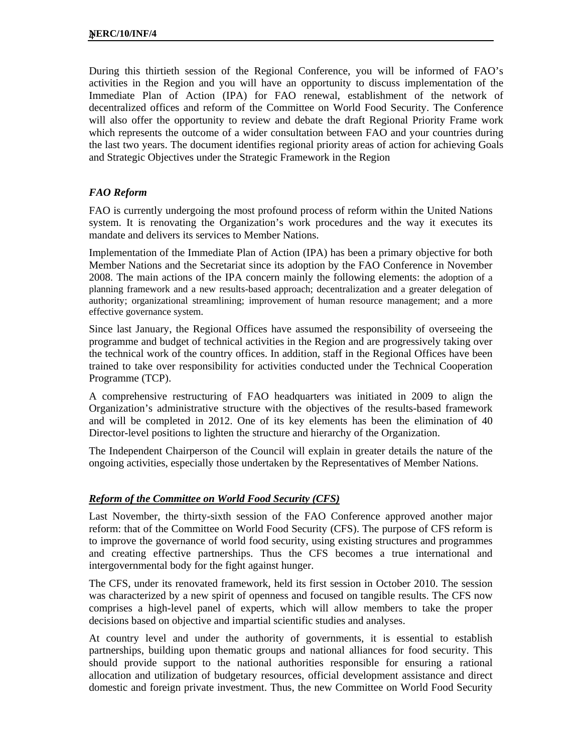During this thirtieth session of the Regional Conference, you will be informed of FAO's activities in the Region and you will have an opportunity to discuss implementation of the Immediate Plan of Action (IPA) for FAO renewal, establishment of the network of decentralized offices and reform of the Committee on World Food Security. The Conference will also offer the opportunity to review and debate the draft Regional Priority Frame work which represents the outcome of a wider consultation between FAO and your countries during the last two years. The document identifies regional priority areas of action for achieving Goals and Strategic Objectives under the Strategic Framework in the Region

### *FAO Reform*

FAO is currently undergoing the most profound process of reform within the United Nations system. It is renovating the Organization's work procedures and the way it executes its mandate and delivers its services to Member Nations.

Implementation of the Immediate Plan of Action (IPA) has been a primary objective for both Member Nations and the Secretariat since its adoption by the FAO Conference in November 2008. The main actions of the IPA concern mainly the following elements: the adoption of a planning framework and a new results-based approach; decentralization and a greater delegation of authority; organizational streamlining; improvement of human resource management; and a more effective governance system.

Since last January, the Regional Offices have assumed the responsibility of overseeing the programme and budget of technical activities in the Region and are progressively taking over the technical work of the country offices. In addition, staff in the Regional Offices have been trained to take over responsibility for activities conducted under the Technical Cooperation Programme (TCP).

A comprehensive restructuring of FAO headquarters was initiated in 2009 to align the Organization's administrative structure with the objectives of the results-based framework and will be completed in 2012. One of its key elements has been the elimination of 40 Director-level positions to lighten the structure and hierarchy of the Organization.

The Independent Chairperson of the Council will explain in greater details the nature of the ongoing activities, especially those undertaken by the Representatives of Member Nations.

### ***Reform of the Committee on World Food Security (CFS)***

Last November, the thirty-sixth session of the FAO Conference approved another major reform: that of the Committee on World Food Security (CFS). The purpose of CFS reform is to improve the governance of world food security, using existing structures and programmes and creating effective partnerships. Thus the CFS becomes a true international and intergovernmental body for the fight against hunger.

The CFS, under its renovated framework, held its first session in October 2010. The session was characterized by a new spirit of openness and focused on tangible results. The CFS now comprises a high-level panel of experts, which will allow members to take the proper decisions based on objective and impartial scientific studies and analyses.

At country level and under the authority of governments, it is essential to establish partnerships, building upon thematic groups and national alliances for food security. This should provide support to the national authorities responsible for ensuring a rational allocation and utilization of budgetary resources, official development assistance and direct domestic and foreign private investment. Thus, the new Committee on World Food Security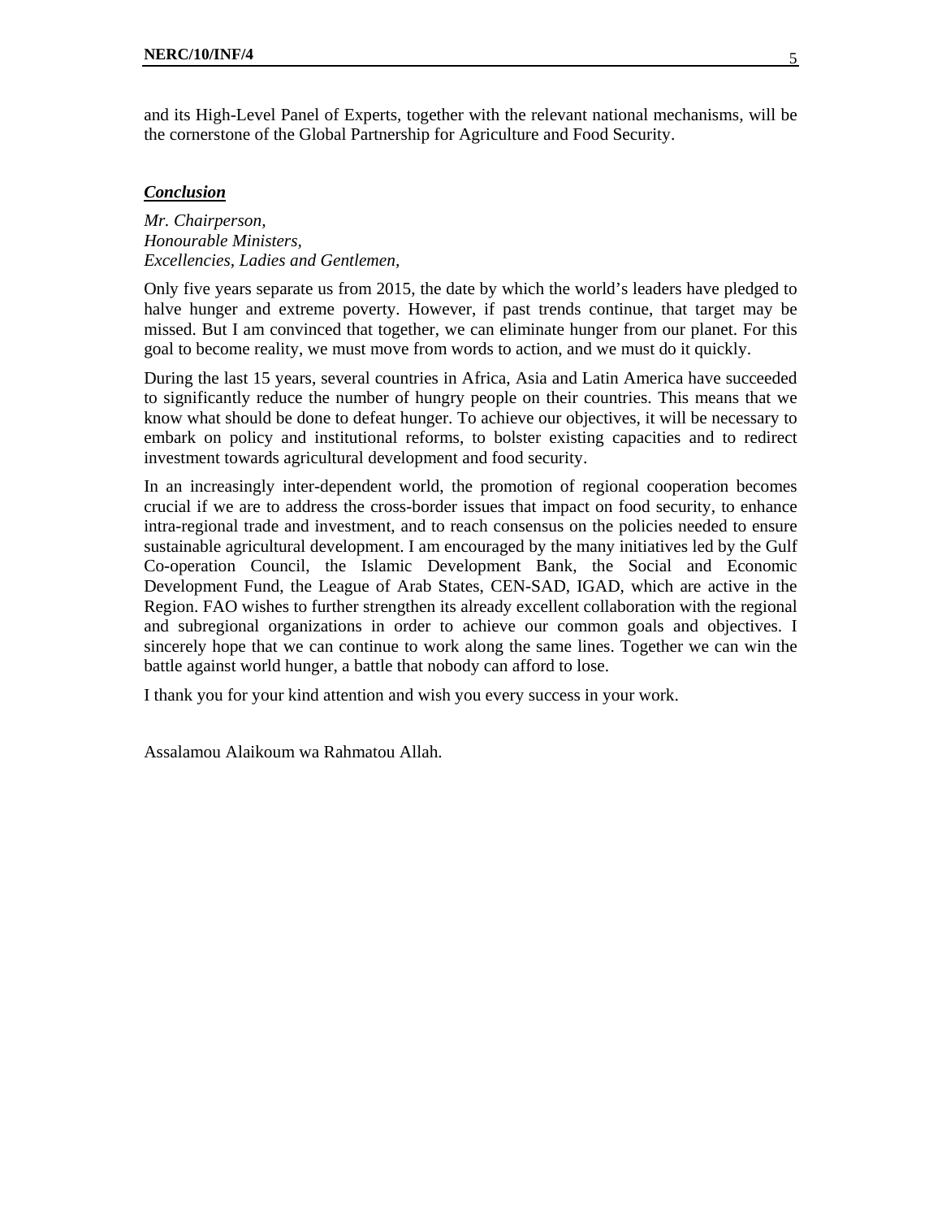and its High-Level Panel of Experts, together with the relevant national mechanisms, will be the cornerstone of the Global Partnership for Agriculture and Food Security.

## ***Conclusion***

*Mr. Chairperson,*
*Honourable Ministers,*
*Excellencies, Ladies and Gentlemen,*

Only five years separate us from 2015, the date by which the world's leaders have pledged to halve hunger and extreme poverty. However, if past trends continue, that target may be missed. But I am convinced that together, we can eliminate hunger from our planet. For this goal to become reality, we must move from words to action, and we must do it quickly.

During the last 15 years, several countries in Africa, Asia and Latin America have succeeded to significantly reduce the number of hungry people on their countries. This means that we know what should be done to defeat hunger. To achieve our objectives, it will be necessary to embark on policy and institutional reforms, to bolster existing capacities and to redirect investment towards agricultural development and food security.

In an increasingly inter-dependent world, the promotion of regional cooperation becomes crucial if we are to address the cross-border issues that impact on food security, to enhance intra-regional trade and investment, and to reach consensus on the policies needed to ensure sustainable agricultural development. I am encouraged by the many initiatives led by the Gulf Co-operation Council, the Islamic Development Bank, the Social and Economic Development Fund, the League of Arab States, CEN-SAD, IGAD, which are active in the Region. FAO wishes to further strengthen its already excellent collaboration with the regional and subregional organizations in order to achieve our common goals and objectives. I sincerely hope that we can continue to work along the same lines. Together we can win the battle against world hunger, a battle that nobody can afford to lose.

I thank you for your kind attention and wish you every success in your work.

Assalamou Alaikoum wa Rahmatou Allah.